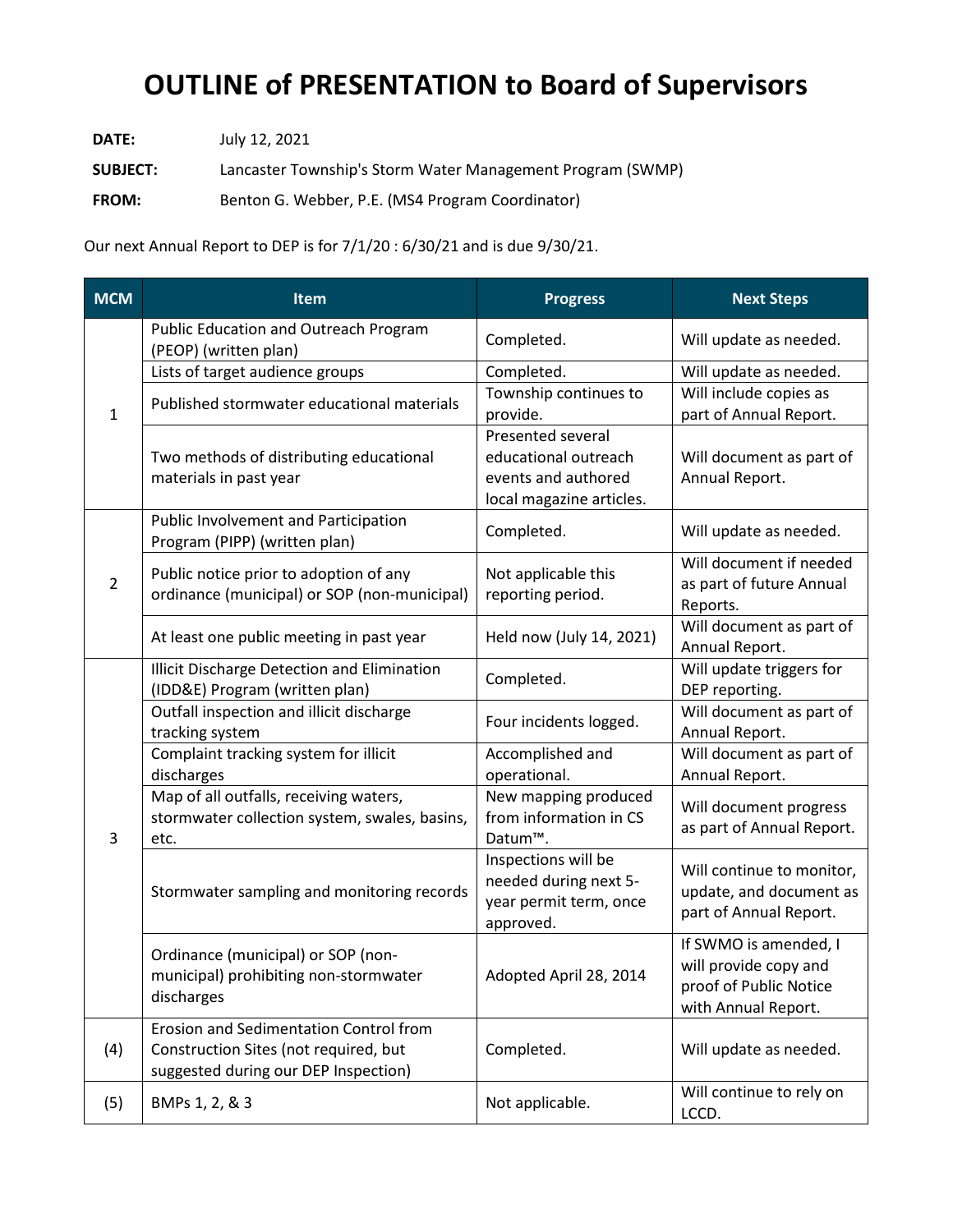# OUTLINE of PRESENTATION to Board of Supervisors

**DATE:** July 12, 2021

**SUBJECT:** Lancaster Township's Storm Water Management Program (SWMP)

**FROM:** Benton G. Webber, P.E. (MS4 Program Coordinator)

Our next Annual Report to DEP is for 7/1/20 : 6/30/21 and is due 9/30/21.

| MCM | Item | Progress | Next Steps |
|---|---|---|---|
| 1 | Public Education and Outreach Program (PEOP) (written plan) | Completed. | Will update as needed. |
| | Lists of target audience groups | Completed. | Will update as needed. |
| | Published stormwater educational materials | Township continues to provide. | Will include copies as part of Annual Report. |
| | Two methods of distributing educational materials in past year | Presented several educational outreach events and authored local magazine articles. | Will document as part of Annual Report. |
| 2 | Public Involvement and Participation Program (PIPP) (written plan) | Completed. | Will update as needed. |
| | Public notice prior to adoption of any ordinance (municipal) or SOP (non-municipal) | Not applicable this reporting period. | Will document if needed as part of future Annual Reports. |
| | At least one public meeting in past year | Held now (July 14, 2021) | Will document as part of Annual Report. |
| 3 | Illicit Discharge Detection and Elimination (IDD&E) Program (written plan) | Completed. | Will update triggers for DEP reporting. |
| | Outfall inspection and illicit discharge tracking system | Four incidents logged. | Will document as part of Annual Report. |
| | Complaint tracking system for illicit discharges | Accomplished and operational. | Will document as part of Annual Report. |
| | Map of all outfalls, receiving waters, stormwater collection system, swales, basins, etc. | New mapping produced from information in CS Datum™. | Will document progress as part of Annual Report. |
| | Stormwater sampling and monitoring records | Inspections will be needed during next 5-year permit term, once approved. | Will continue to monitor, update, and document as part of Annual Report. |
| | Ordinance (municipal) or SOP (non-municipal) prohibiting non-stormwater discharges | Adopted April 28, 2014 | If SWMO is amended, I will provide copy and proof of Public Notice with Annual Report. |
| (4) | Erosion and Sedimentation Control from Construction Sites (not required, but suggested during our DEP Inspection) | Completed. | Will update as needed. |
| (5) | BMPs 1, 2, & 3 | Not applicable. | Will continue to rely on LCCD. |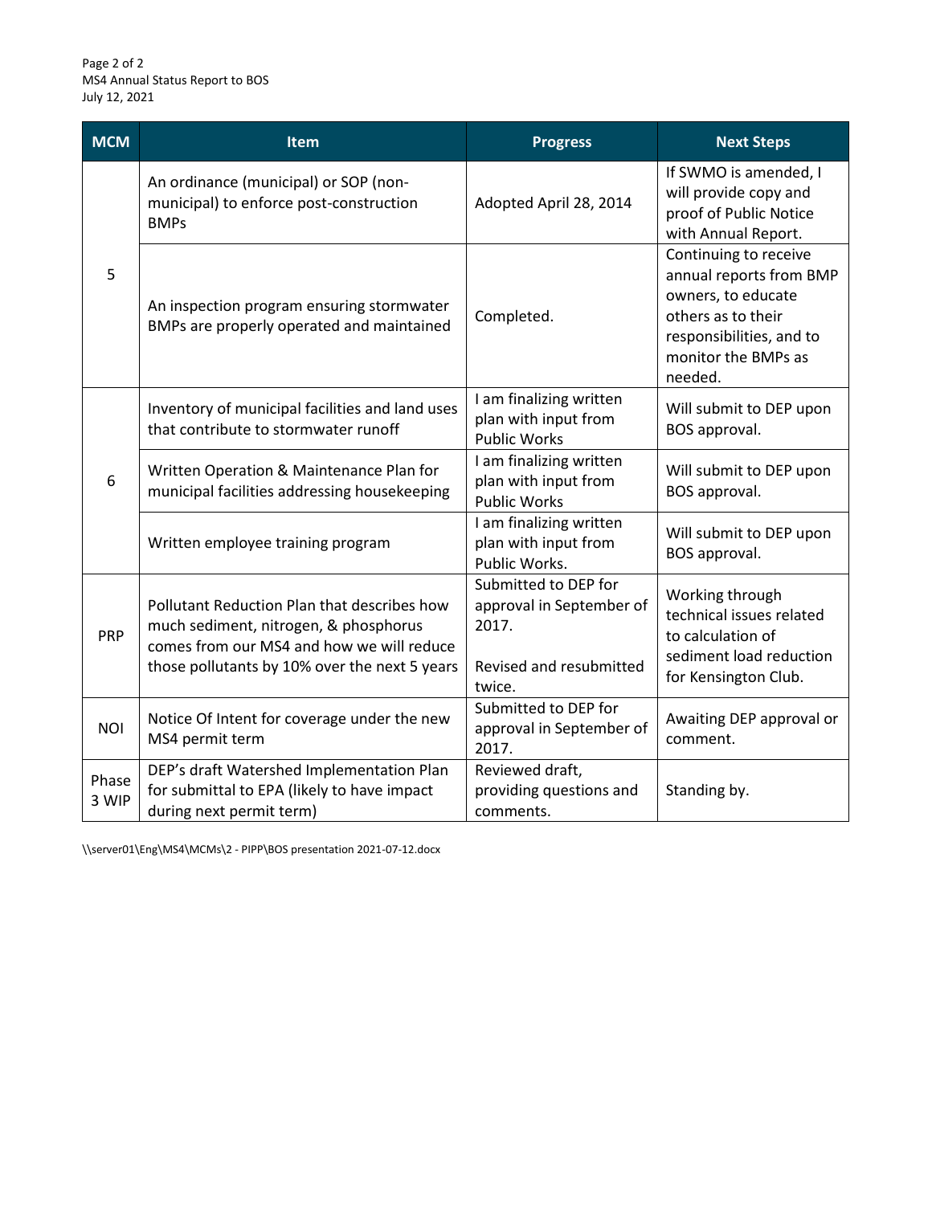| MCM | Item | Progress | Next Steps |
|---|---|---|---|
| 5 | An ordinance (municipal) or SOP (non-municipal) to enforce post-construction BMPs | Adopted April 28, 2014 | If SWMO is amended, I will provide copy and proof of Public Notice with Annual Report. |
| | An inspection program ensuring stormwater BMPs are properly operated and maintained | Completed. | Continuing to receive annual reports from BMP owners, to educate others as to their responsibilities, and to monitor the BMPs as needed. |
| 6 | Inventory of municipal facilities and land uses that contribute to stormwater runoff | I am finalizing written plan with input from Public Works | Will submit to DEP upon BOS approval. |
| | Written Operation & Maintenance Plan for municipal facilities addressing housekeeping | I am finalizing written plan with input from Public Works | Will submit to DEP upon BOS approval. |
| | Written employee training program | I am finalizing written plan with input from Public Works. | Will submit to DEP upon BOS approval. |
| PRP | Pollutant Reduction Plan that describes how much sediment, nitrogen, & phosphorus comes from our MS4 and how we will reduce those pollutants by 10% over the next 5 years | Submitted to DEP for approval in September of 2017.<br><br>Revised and resubmitted twice. | Working through technical issues related to calculation of sediment load reduction for Kensington Club. |
| NOI | Notice Of Intent for coverage under the new MS4 permit term | Submitted to DEP for approval in September of 2017. | Awaiting DEP approval or comment. |
| Phase 3 WIP | DEP's draft Watershed Implementation Plan for submittal to EPA (likely to have impact during next permit term) | Reviewed draft, providing questions and comments. | Standing by. |

\\server01\Eng\MS4\MCMs\2 - PIPP\BOS presentation 2021-07-12.docx